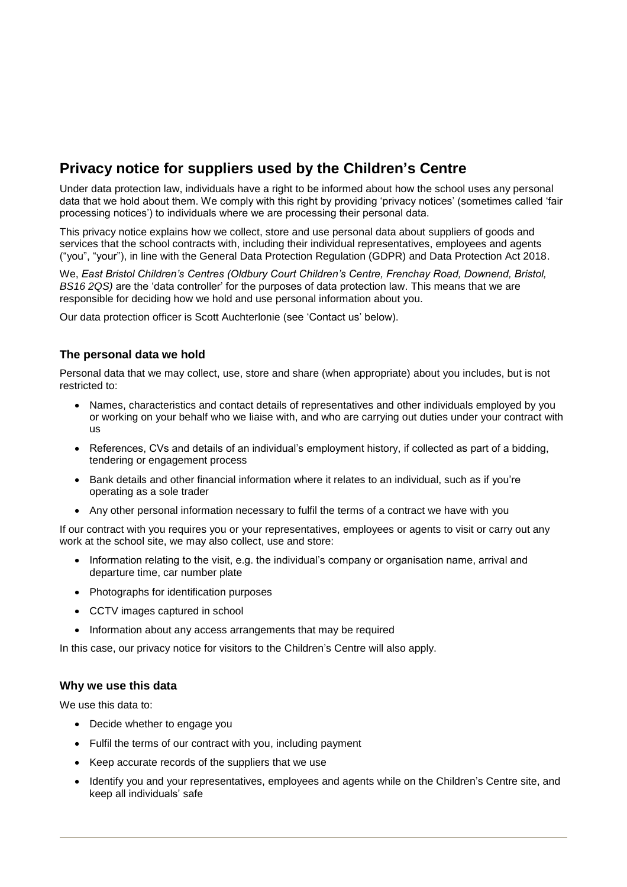# Privacy notice for suppliers used by the Children's Centre

Under data protection law, individuals have a right to be informed about how the school uses any personal data that we hold about them. We comply with this right by providing 'privacy notices' (sometimes called 'fair processing notices') to individuals where we are processing their personal data.

This privacy notice explains how we collect, store and use personal data about suppliers of goods and services that the school contracts with, including their individual representatives, employees and agents ("you", "your"), in line with the General Data Protection Regulation (GDPR) and Data Protection Act 2018.

We, *East Bristol Children's Centres (Oldbury Court Children's Centre, Frenchay Road, Downend, Bristol, BS16 2QS)* are the 'data controller' for the purposes of data protection law. This means that we are responsible for deciding how we hold and use personal information about you.

Our data protection officer is Scott Auchterlonie (see 'Contact us' below).

### The personal data we hold

Personal data that we may collect, use, store and share (when appropriate) about you includes, but is not restricted to:

- Names, characteristics and contact details of representatives and other individuals employed by you or working on your behalf who we liaise with, and who are carrying out duties under your contract with us
- References, CVs and details of an individual's employment history, if collected as part of a bidding, tendering or engagement process
- Bank details and other financial information where it relates to an individual, such as if you're operating as a sole trader
- Any other personal information necessary to fulfil the terms of a contract we have with you

If our contract with you requires you or your representatives, employees or agents to visit or carry out any work at the school site, we may also collect, use and store:

- Information relating to the visit, e.g. the individual's company or organisation name, arrival and departure time, car number plate
- Photographs for identification purposes
- CCTV images captured in school
- Information about any access arrangements that may be required

In this case, our privacy notice for visitors to the Children's Centre will also apply.

### Why we use this data

We use this data to:

- Decide whether to engage you
- Fulfil the terms of our contract with you, including payment
- Keep accurate records of the suppliers that we use
- Identify you and your representatives, employees and agents while on the Children's Centre site, and keep all individuals' safe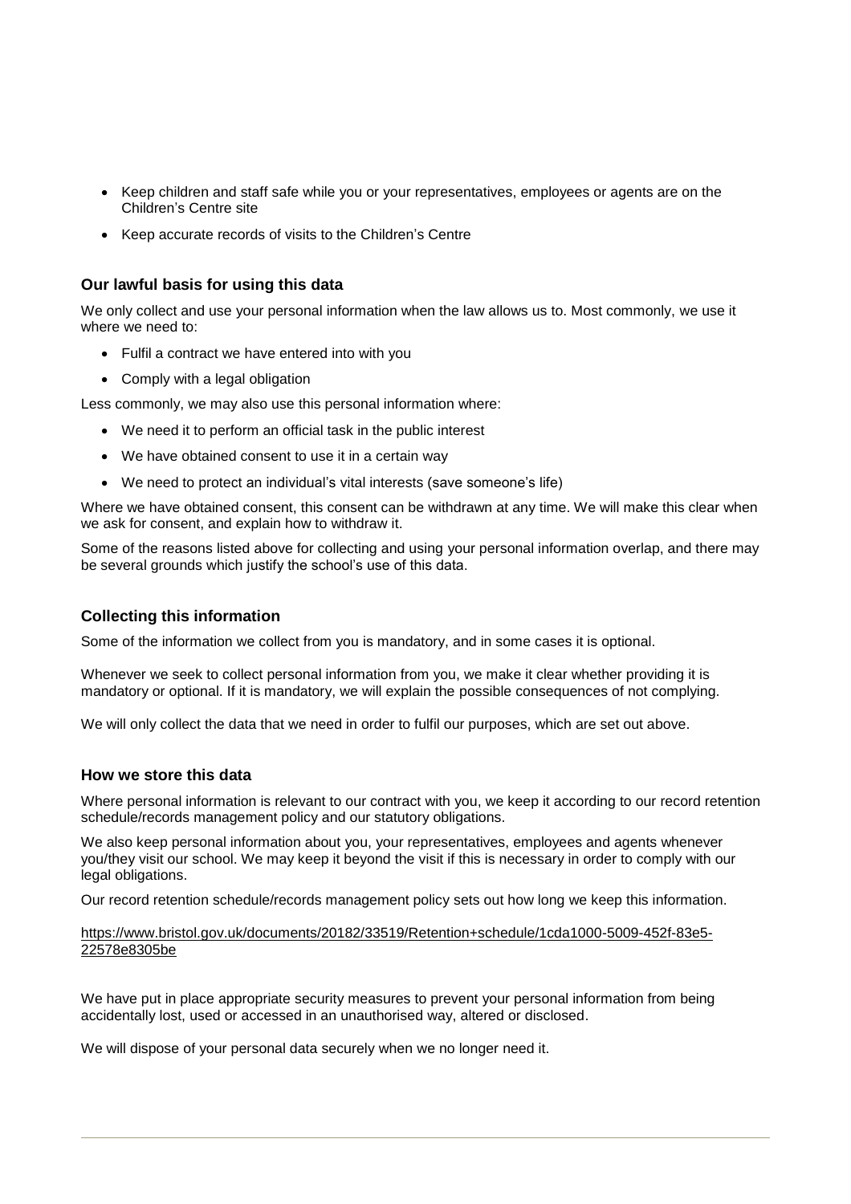- Keep children and staff safe while you or your representatives, employees or agents are on the Children's Centre site
- Keep accurate records of visits to the Children's Centre

### Our lawful basis for using this data

We only collect and use your personal information when the law allows us to. Most commonly, we use it where we need to:

- Fulfil a contract we have entered into with you
- Comply with a legal obligation

Less commonly, we may also use this personal information where:

- We need it to perform an official task in the public interest
- We have obtained consent to use it in a certain way
- We need to protect an individual's vital interests (save someone's life)

Where we have obtained consent, this consent can be withdrawn at any time. We will make this clear when we ask for consent, and explain how to withdraw it.

Some of the reasons listed above for collecting and using your personal information overlap, and there may be several grounds which justify the school's use of this data.

### Collecting this information

Some of the information we collect from you is mandatory, and in some cases it is optional.

Whenever we seek to collect personal information from you, we make it clear whether providing it is mandatory or optional. If it is mandatory, we will explain the possible consequences of not complying.

We will only collect the data that we need in order to fulfil our purposes, which are set out above.

### How we store this data

Where personal information is relevant to our contract with you, we keep it according to our record retention schedule/records management policy and our statutory obligations.

We also keep personal information about you, your representatives, employees and agents whenever you/they visit our school. We may keep it beyond the visit if this is necessary in order to comply with our legal obligations.

Our record retention schedule/records management policy sets out how long we keep this information.

https://www.bristol.gov.uk/documents/20182/33519/Retention+schedule/1cda1000-5009-452f-83e5-22578e8305be

We have put in place appropriate security measures to prevent your personal information from being accidentally lost, used or accessed in an unauthorised way, altered or disclosed.

We will dispose of your personal data securely when we no longer need it.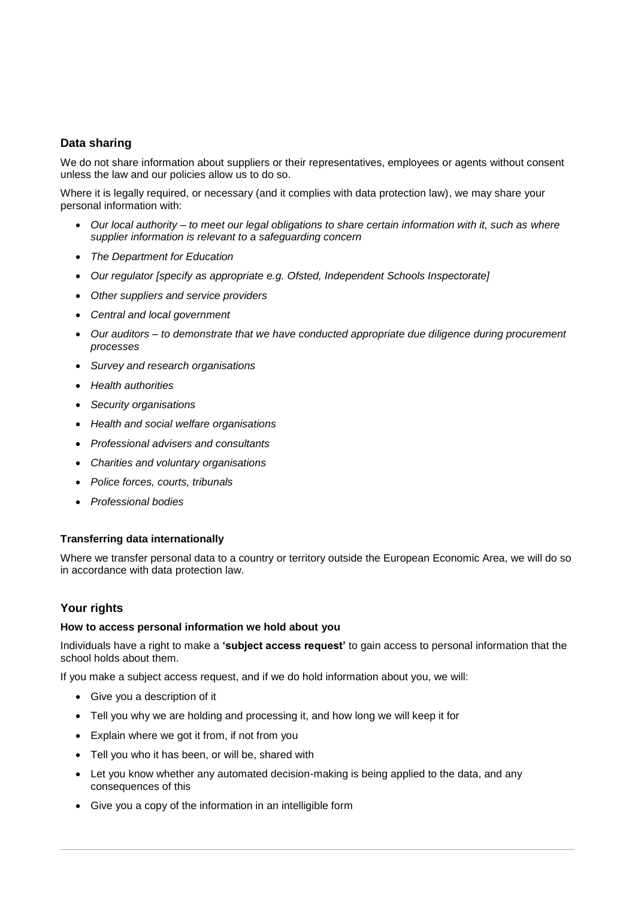## Data sharing

We do not share information about suppliers or their representatives, employees or agents without consent unless the law and our policies allow us to do so.

Where it is legally required, or necessary (and it complies with data protection law), we may share your personal information with:

- *Our local authority – to meet our legal obligations to share certain information with it, such as where supplier information is relevant to a safeguarding concern*
- *The Department for Education*
- *Our regulator [specify as appropriate e.g. Ofsted, Independent Schools Inspectorate]*
- *Other suppliers and service providers*
- *Central and local government*
- *Our auditors – to demonstrate that we have conducted appropriate due diligence during procurement processes*
- *Survey and research organisations*
- *Health authorities*
- *Security organisations*
- *Health and social welfare organisations*
- *Professional advisers and consultants*
- *Charities and voluntary organisations*
- *Police forces, courts, tribunals*
- *Professional bodies*

### Transferring data internationally

Where we transfer personal data to a country or territory outside the European Economic Area, we will do so in accordance with data protection law.

## Your rights

### How to access personal information we hold about you

Individuals have a right to make a **'subject access request'** to gain access to personal information that the school holds about them.

If you make a subject access request, and if we do hold information about you, we will:

- Give you a description of it
- Tell you why we are holding and processing it, and how long we will keep it for
- Explain where we got it from, if not from you
- Tell you who it has been, or will be, shared with
- Let you know whether any automated decision-making is being applied to the data, and any consequences of this
- Give you a copy of the information in an intelligible form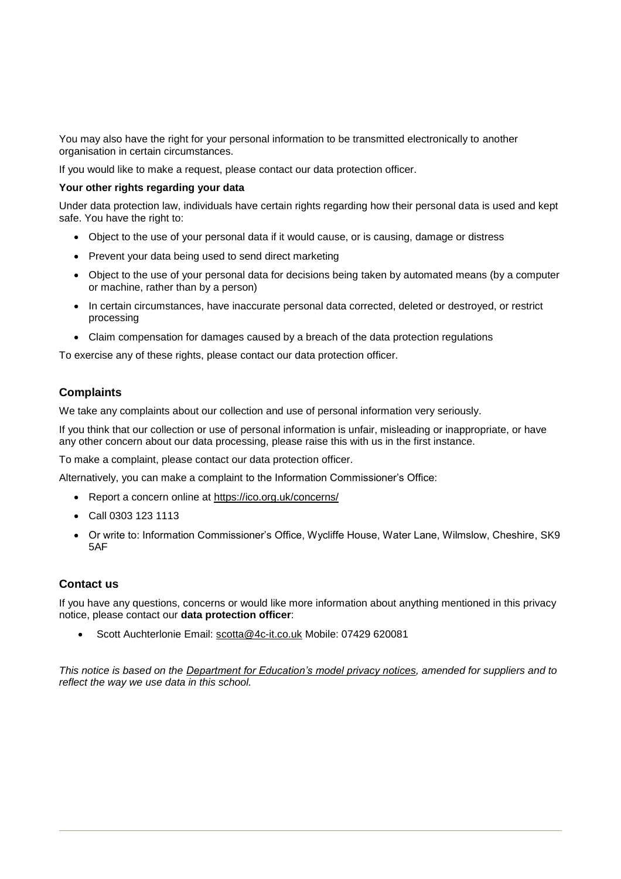You may also have the right for your personal information to be transmitted electronically to another organisation in certain circumstances.

If you would like to make a request, please contact our data protection officer.

**Your other rights regarding your data**

Under data protection law, individuals have certain rights regarding how their personal data is used and kept safe. You have the right to:

- Object to the use of your personal data if it would cause, or is causing, damage or distress
- Prevent your data being used to send direct marketing
- Object to the use of your personal data for decisions being taken by automated means (by a computer or machine, rather than by a person)
- In certain circumstances, have inaccurate personal data corrected, deleted or destroyed, or restrict processing
- Claim compensation for damages caused by a breach of the data protection regulations

To exercise any of these rights, please contact our data protection officer.

## Complaints

We take any complaints about our collection and use of personal information very seriously.

If you think that our collection or use of personal information is unfair, misleading or inappropriate, or have any other concern about our data processing, please raise this with us in the first instance.

To make a complaint, please contact our data protection officer.

Alternatively, you can make a complaint to the Information Commissioner's Office:

- Report a concern online at https://ico.org.uk/concerns/
- Call 0303 123 1113
- Or write to: Information Commissioner's Office, Wycliffe House, Water Lane, Wilmslow, Cheshire, SK9 5AF

## Contact us

If you have any questions, concerns or would like more information about anything mentioned in this privacy notice, please contact our **data protection officer**:

- Scott Auchterlonie Email: scotta@4c-it.co.uk Mobile: 07429 620081

*This notice is based on the Department for Education's model privacy notices, amended for suppliers and to reflect the way we use data in this school.*